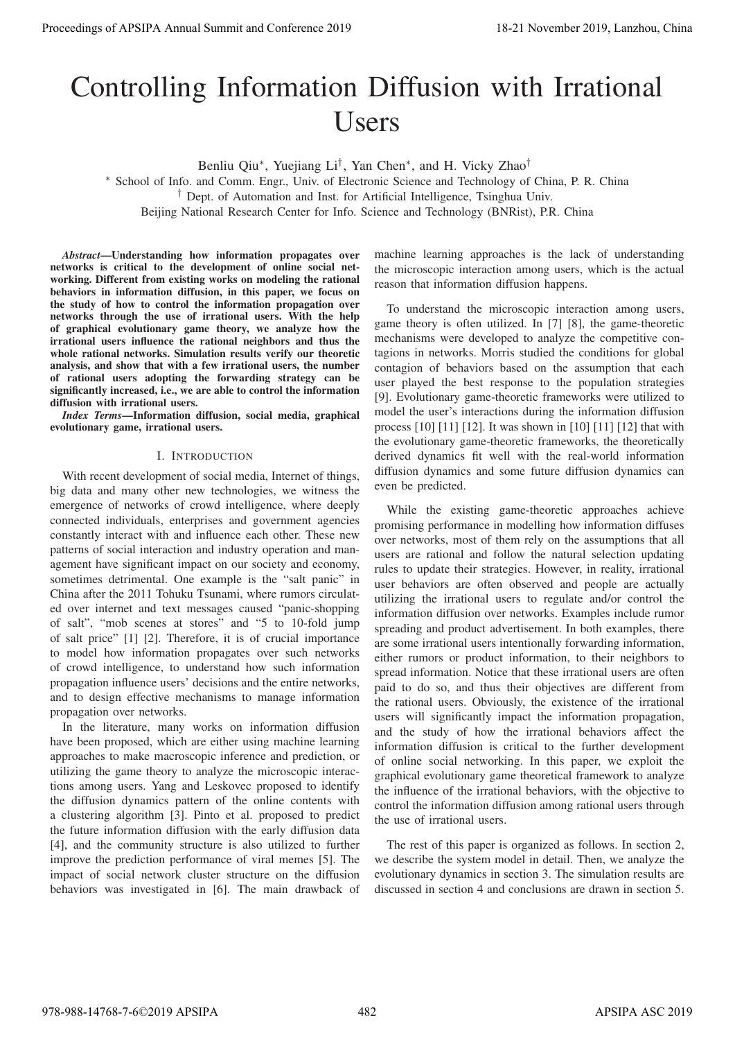# Controlling Information Diffusion with Irrational Users

Benliu Qiu*, Yuejiang Li†, Yan Chen*, and H. Vicky Zhao†

* School of Info. and Comm. Engr., Univ. of Electronic Science and Technology of China, P. R. China
† Dept. of Automation and Inst. for Artificial Intelligence, Tsinghua Univ.
Beijing National Research Center for Info. Science and Technology (BNRist), P.R. China

***Abstract*—Understanding how information propagates over networks is critical to the development of online social networking. Different from existing works on modeling the rational behaviors in information diffusion, in this paper, we focus on the study of how to control the information propagation over networks through the use of irrational users. With the help of graphical evolutionary game theory, we analyze how the irrational users influence the rational neighbors and thus the whole rational networks. Simulation results verify our theoretic analysis, and show that with a few irrational users, the number of rational users adopting the forwarding strategy can be significantly increased, i.e., we are able to control the information diffusion with irrational users.**

***Index Terms*—Information diffusion, social media, graphical evolutionary game, irrational users.**

## I. Introduction

With recent development of social media, Internet of things, big data and many other new technologies, we witness the emergence of networks of crowd intelligence, where deeply connected individuals, enterprises and government agencies constantly interact with and influence each other. These new patterns of social interaction and industry operation and management have significant impact on our society and economy, sometimes detrimental. One example is the "salt panic" in China after the 2011 Tohuku Tsunami, where rumors circulated over internet and text messages caused "panic-shopping of salt", "mob scenes at stores" and "5 to 10-fold jump of salt price" [1] [2]. Therefore, it is of crucial importance to model how information propagates over such networks of crowd intelligence, to understand how such information propagation influence users' decisions and the entire networks, and to design effective mechanisms to manage information propagation over networks.

In the literature, many works on information diffusion have been proposed, which are either using machine learning approaches to make macroscopic inference and prediction, or utilizing the game theory to analyze the microscopic interactions among users. Yang and Leskovec proposed to identify the diffusion dynamics pattern of the online contents with a clustering algorithm [3]. Pinto et al. proposed to predict the future information diffusion with the early diffusion data [4], and the community structure is also utilized to further improve the prediction performance of viral memes [5]. The impact of social network cluster structure on the diffusion behaviors was investigated in [6]. The main drawback of machine learning approaches is the lack of understanding the microscopic interaction among users, which is the actual reason that information diffusion happens.

To understand the microscopic interaction among users, game theory is often utilized. In [7] [8], the game-theoretic mechanisms were developed to analyze the competitive contagions in networks. Morris studied the conditions for global contagion of behaviors based on the assumption that each user played the best response to the population strategies [9]. Evolutionary game-theoretic frameworks were utilized to model the user's interactions during the information diffusion process [10] [11] [12]. It was shown in [10] [11] [12] that with the evolutionary game-theoretic frameworks, the theoretically derived dynamics fit well with the real-world information diffusion dynamics and some future diffusion dynamics can even be predicted.

While the existing game-theoretic approaches achieve promising performance in modelling how information diffuses over networks, most of them rely on the assumptions that all users are rational and follow the natural selection updating rules to update their strategies. However, in reality, irrational user behaviors are often observed and people are actually utilizing the irrational users to regulate and/or control the information diffusion over networks. Examples include rumor spreading and product advertisement. In both examples, there are some irrational users intentionally forwarding information, either rumors or product information, to their neighbors to spread information. Notice that these irrational users are often paid to do so, and thus their objectives are different from the rational users. Obviously, the existence of the irrational users will significantly impact the information propagation, and the study of how the irrational behaviors affect the information diffusion is critical to the further development of online social networking. In this paper, we exploit the graphical evolutionary game theoretical framework to analyze the influence of the irrational behaviors, with the objective to control the information diffusion among rational users through the use of irrational users.

The rest of this paper is organized as follows. In section 2, we describe the system model in detail. Then, we analyze the evolutionary dynamics in section 3. The simulation results are discussed in section 4 and conclusions are drawn in section 5.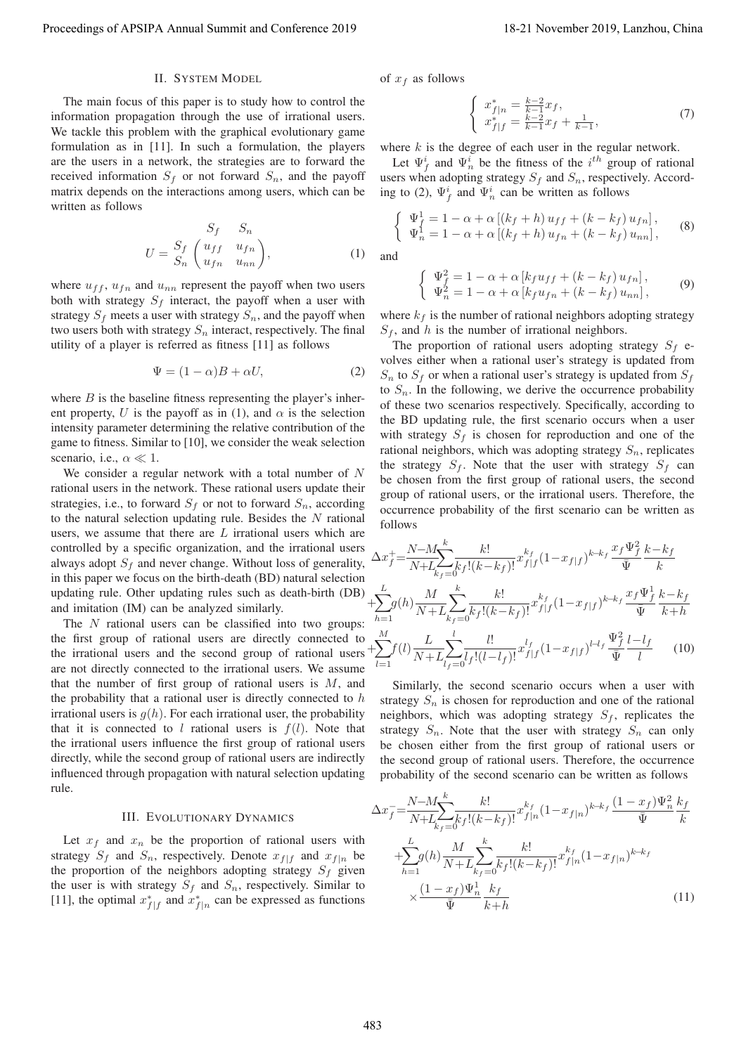## II. System Model

The main focus of this paper is to study how to control the information propagation through the use of irrational users. We tackle this problem with the graphical evolutionary game formulation as in [11]. In such a formulation, the players are the users in a network, the strategies are to forward the received information $S_f$ or not forward $S_n$, and the payoff matrix depends on the interactions among users, which can be written as follows

$$U = \begin{matrix} & \begin{matrix} S_f & S_n \end{matrix} \\ \begin{matrix} S_f \\ S_n \end{matrix} & \begin{pmatrix} u_{ff} & u_{fn} \\ u_{fn} & u_{nn} \end{pmatrix} \end{matrix}, \tag{1}$$

where $u_{ff}$, $u_{fn}$ and $u_{nn}$ represent the payoff when two users both with strategy $S_f$ interact, the payoff when a user with strategy $S_f$ meets a user with strategy $S_n$, and the payoff when two users both with strategy $S_n$ interact, respectively. The final utility of a player is referred as fitness [11] as follows

$$\Psi = (1-\alpha)B + \alpha U, \tag{2}$$

where $B$ is the baseline fitness representing the player's inherent property, $U$ is the payoff as in (1), and $\alpha$ is the selection intensity parameter determining the relative contribution of the game to fitness. Similar to [10], we consider the weak selection scenario, i.e., $\alpha \ll 1$.

We consider a regular network with a total number of $N$ rational users in the network. These rational users update their strategies, i.e., to forward $S_f$ or not to forward $S_n$, according to the natural selection updating rule. Besides the $N$ rational users, we assume that there are $L$ irrational users which are controlled by a specific organization, and the irrational users always adopt $S_f$ and never change. Without loss of generality, in this paper we focus on the birth-death (BD) natural selection updating rule. Other updating rules such as death-birth (DB) and imitation (IM) can be analyzed similarly.

The $N$ rational users can be classified into two groups: the first group of rational users are directly connected to the irrational users and the second group of rational users are not directly connected to the irrational users. We assume that the number of first group of rational users is $M$, and the probability that a rational user is directly connected to $h$ irrational users is $g(h)$. For each irrational user, the probability that it is connected to $l$ rational users is $f(l)$. Note that the irrational users influence the first group of rational users directly, while the second group of rational users are indirectly influenced through propagation with natural selection updating rule.

## III. Evolutionary Dynamics

Let $x_f$ and $x_n$ be the proportion of rational users with strategy $S_f$ and $S_n$, respectively. Denote $x_{f|f}$ and $x_{f|n}$ be the proportion of the neighbors adopting strategy $S_f$ given the user is with strategy $S_f$ and $S_n$, respectively. Similar to [11], the optimal $x^*_{f|f}$ and $x^*_{f|n}$ can be expressed as functions of $x_f$ as follows

$$\begin{cases} x^*_{f|n} = \frac{k-2}{k-1} x_f, \\ x^*_{f|f} = \frac{k-2}{k-1} x_f + \frac{1}{k-1}, \end{cases} \tag{7}$$

where $k$ is the degree of each user in the regular network.

Let $\Psi^i_f$ and $\Psi^i_n$ be the fitness of the $i^{th}$ group of rational users when adopting strategy $S_f$ and $S_n$, respectively. According to (2), $\Psi^i_f$ and $\Psi^i_n$ can be written as follows

$$\begin{cases} \Psi^1_f = 1-\alpha+\alpha\left[(k_f+h)\,u_{ff}+(k-k_f)\,u_{fn}\right], \\ \Psi^1_n = 1-\alpha+\alpha\left[(k_f+h)\,u_{fn}+(k-k_f)\,u_{nn}\right], \end{cases} \tag{8}$$

and

$$\begin{cases} \Psi^2_f = 1-\alpha+\alpha\left[k_f u_{ff}+(k-k_f)\,u_{fn}\right], \\ \Psi^2_n = 1-\alpha+\alpha\left[k_f u_{fn}+(k-k_f)\,u_{nn}\right], \end{cases} \tag{9}$$

where $k_f$ is the number of rational neighbors adopting strategy $S_f$, and $h$ is the number of irrational neighbors.

The proportion of rational users adopting strategy $S_f$ evolves either when a rational user's strategy is updated from $S_n$ to $S_f$ or when a rational user's strategy is updated from $S_f$ to $S_n$. In the following, we derive the occurrence probability of these two scenarios respectively. Specifically, according to the BD updating rule, the first scenario occurs when a user with strategy $S_f$ is chosen for reproduction and one of the rational neighbors, which was adopting strategy $S_n$, replicates the strategy $S_f$. Note that the user with strategy $S_f$ can be chosen from the first group of rational users, the second group of rational users, or the irrational users. Therefore, the occurrence probability of the first scenario can be written as follows

$$\begin{aligned} \Delta x_f^{+} =& \frac{N-M}{N+L}\sum_{k_f=0}^{k}\frac{k!}{k_f!(k-k_f)!}x_{f|f}^{k_f}(1-x_{f|f})^{k-k_f}\frac{x_f\Psi_f^2}{\bar{\Psi}}\frac{k-k_f}{k} \\ &+\sum_{h=1}^{L}g(h)\frac{M}{N+L}\sum_{k_f=0}^{k}\frac{k!}{k_f!(k-k_f)!}x_{f|f}^{k_f}(1-x_{f|f})^{k-k_f}\frac{x_f\Psi_f^1}{\bar{\Psi}}\frac{k-k_f}{k+h} \\ &+\sum_{l=1}^{M}f(l)\frac{L}{N+L}\sum_{l_f=0}^{l}\frac{l!}{l_f!(l-l_f)!}x_{f|f}^{l_f}(1-x_{f|f})^{l-l_f}\frac{\Psi_f^2}{\bar{\Psi}}\frac{l-l_f}{l} \end{aligned} \tag{10}$$

Similarly, the second scenario occurs when a user with strategy $S_n$ is chosen for reproduction and one of the rational neighbors, which was adopting strategy $S_f$, replicates the strategy $S_n$. Note that the user with strategy $S_n$ can only be chosen either from the first group of rational users or the second group of rational users. Therefore, the occurrence probability of the second scenario can be written as follows

$$\begin{aligned} \Delta x_f^{-} =& \frac{N-M}{N+L}\sum_{k_f=0}^{k}\frac{k!}{k_f!(k-k_f)!}x_{f|n}^{k_f}(1-x_{f|n})^{k-k_f}\frac{(1-x_f)\Psi_n^2}{\bar{\Psi}}\frac{k_f}{k} \\ &+\sum_{h=1}^{L}g(h)\frac{M}{N+L}\sum_{k_f=0}^{k}\frac{k!}{k_f!(k-k_f)!}x_{f|n}^{k_f}(1-x_{f|n})^{k-k_f} \\ &\times\frac{(1-x_f)\Psi_n^1}{\bar{\Psi}}\frac{k_f}{k+h} \end{aligned} \tag{11}$$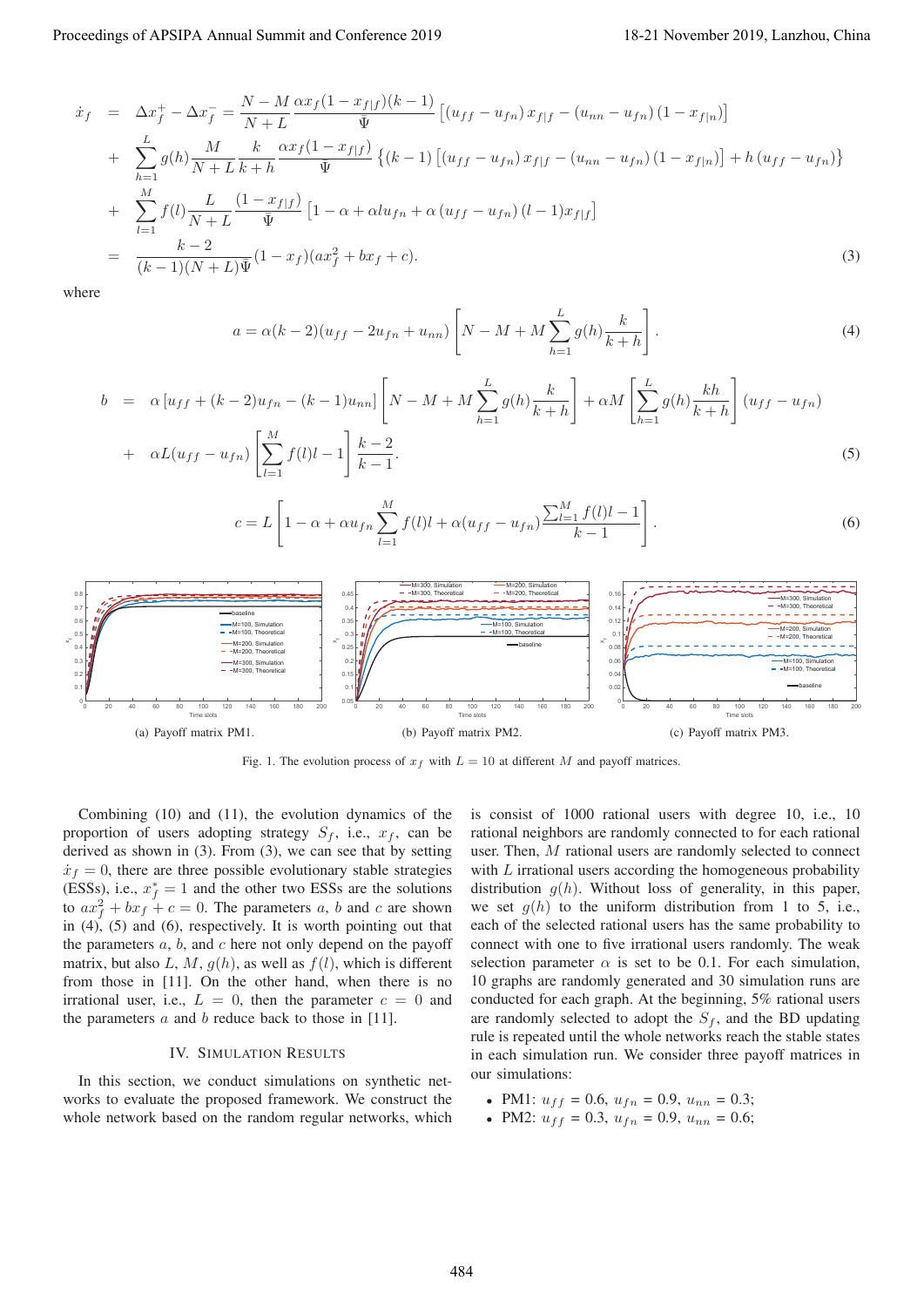$$
\begin{aligned}
\dot{x}_f &= \Delta x_f^+ - \Delta x_f^- = \frac{N-M}{N+L}\frac{\alpha x_f(1-x_{f|f})(k-1)}{\bar{\Psi}}\left[(u_{ff}-u_{fn})\,x_{f|f} - (u_{nn}-u_{fn})\,(1-x_{f|n})\right] \\
&+ \sum_{h=1}^{L} g(h)\frac{M}{N+L}\frac{k}{k+h}\frac{\alpha x_f(1-x_{f|f})}{\bar{\Psi}}\left\{(k-1)\left[(u_{ff}-u_{fn})\,x_{f|f} - (u_{nn}-u_{fn})\,(1-x_{f|n})\right] + h\,(u_{ff}-u_{fn})\right\} \\
&+ \sum_{l=1}^{M} f(l)\frac{L}{N+L}\frac{(1-x_{f|f})}{\bar{\Psi}}\left[1-\alpha+\alpha l u_{fn} + \alpha\,(u_{ff}-u_{fn})\,(l-1)x_{f|f}\right] \\
&= \frac{k-2}{(k-1)(N+L)\bar{\Psi}}(1-x_f)(ax_f^2+bx_f+c).
\end{aligned}
\tag{3}
$$

where

$$
a = \alpha(k-2)(u_{ff}-2u_{fn}+u_{nn})\left[N-M+M\sum_{h=1}^{L} g(h)\frac{k}{k+h}\right]. \tag{4}
$$

$$
\begin{aligned}
b &= \alpha\left[u_{ff}+(k-2)u_{fn}-(k-1)u_{nn}\right]\left[N-M+M\sum_{h=1}^{L} g(h)\frac{k}{k+h}\right] + \alpha M\left[\sum_{h=1}^{L} g(h)\frac{kh}{k+h}\right](u_{ff}-u_{fn}) \\
&+ \alpha L(u_{ff}-u_{fn})\left[\sum_{l=1}^{M} f(l)l - 1\right]\frac{k-2}{k-1}.
\end{aligned}
\tag{5}
$$

$$
c = L\left[1-\alpha+\alpha u_{fn}\sum_{l=1}^{M} f(l)l + \alpha(u_{ff}-u_{fn})\frac{\sum_{l=1}^{M} f(l)l - 1}{k-1}\right]. \tag{6}
$$

(a) Payoff matrix PM1. (b) Payoff matrix PM2. (c) Payoff matrix PM3.

Fig. 1. The evolution process of $x_f$ with $L = 10$ at different $M$ and payoff matrices.

Combining (10) and (11), the evolution dynamics of the proportion of users adopting strategy $S_f$, i.e., $x_f$, can be derived as shown in (3). From (3), we can see that by setting $\dot{x}_f = 0$, there are three possible evolutionary stable strategies (ESSs), i.e., $x_f^* = 1$ and the other two ESSs are the solutions to $ax_f^2 + bx_f + c = 0$. The parameters $a$, $b$ and $c$ are shown in (4), (5) and (6), respectively. It is worth pointing out that the parameters $a$, $b$, and $c$ here not only depend on the payoff matrix, but also $L$, $M$, $g(h)$, as well as $f(l)$, which is different from those in [11]. On the other hand, when there is no irrational user, i.e., $L = 0$, then the parameter $c = 0$ and the parameters $a$ and $b$ reduce back to those in [11].

## IV. Simulation Results

In this section, we conduct simulations on synthetic networks to evaluate the proposed framework. We construct the whole network based on the random regular networks, which is consist of 1000 rational users with degree 10, i.e., 10 rational neighbors are randomly connected to for each rational user. Then, $M$ rational users are randomly selected to connect with $L$ irrational users according the homogeneous probability distribution $g(h)$. Without loss of generality, in this paper, we set $g(h)$ to the uniform distribution from 1 to 5, i.e., each of the selected rational users has the same probability to connect with one to five irrational users randomly. The weak selection parameter $\alpha$ is set to be 0.1. For each simulation, 10 graphs are randomly generated and 30 simulation runs are conducted for each graph. At the beginning, 5% rational users are randomly selected to adopt the $S_f$, and the BD updating rule is repeated until the whole networks reach the stable states in each simulation run. We consider three payoff matrices in our simulations:

- PM1: $u_{ff}$ = 0.6, $u_{fn}$ = 0.9, $u_{nn}$ = 0.3;
- PM2: $u_{ff}$ = 0.3, $u_{fn}$ = 0.9, $u_{nn}$ = 0.6;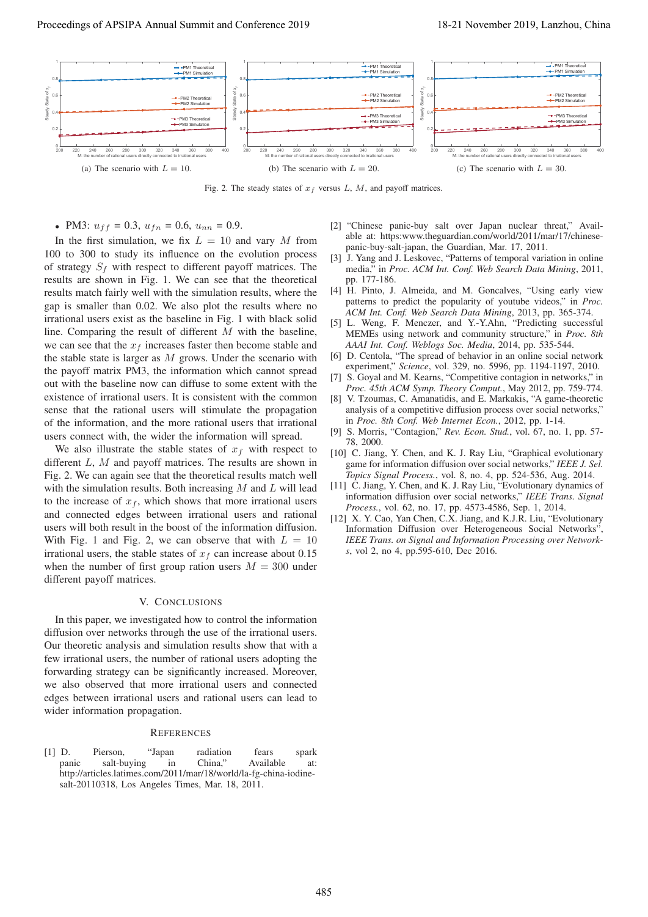1
0.8
0.6
0.4
0.2
0
Steady State of $x_f$
200 220 240 260 280 300 320 340 360 380 400
M: the number of rational users directly connected to irrational users
PM1 Theoretical
PM1 Simulation
PM2 Theoretical
PM2 Simulation
PM3 Theoretical
PM3 Simulation

(a) The scenario with $L = 10$.

1
0.8
0.6
0.4
0.2
0
Steady State of $x_f$
200 220 240 260 280 300 320 340 360 380 400
M: the number of rational users directly connected to irrational users
PM1 Theoretical
PM1 Simulation
PM2 Theoretical
PM2 Simulation
PM3 Theoretical
PM3 Simulation

(b) The scenario with $L = 20$.

1
0.8
0.6
0.4
0.2
0
Steady State of $x_f$
200 220 240 260 280 300 320 340 360 380 400
M: the number of rational users directly connected to irrational users
PM1 Theoretical
PM1 Simulation
PM2 Theoretical
PM2 Simulation
PM3 Theoretical
PM3 Simulation

(c) The scenario with $L = 30$.

Fig. 2. The steady states of $x_f$ versus $L$, $M$, and payoff matrices.

- PM3: $u_{ff}$ = 0.3, $u_{fn}$ = 0.6, $u_{nn}$ = 0.9.

In the first simulation, we fix $L = 10$ and vary $M$ from 100 to 300 to study its influence on the evolution process of strategy $S_f$ with respect to different payoff matrices. The results are shown in Fig. 1. We can see that the theoretical results match fairly well with the simulation results, where the gap is smaller than 0.02. We also plot the results where no irrational users exist as the baseline in Fig. 1 with black solid line. Comparing the result of different $M$ with the baseline, we can see that the $x_f$ increases faster then become stable and the stable state is larger as $M$ grows. Under the scenario with the payoff matrix PM3, the information which cannot spread out with the baseline now can diffuse to some extent with the existence of irrational users. It is consistent with the common sense that the rational users will stimulate the propagation of the information, and the more rational users that irrational users connect with, the wider the information will spread.

We also illustrate the stable states of $x_f$ with respect to different $L$, $M$ and payoff matrices. The results are shown in Fig. 2. We can again see that the theoretical results match well with the simulation results. Both increasing $M$ and $L$ will lead to the increase of $x_f$, which shows that more irrational users and connected edges between irrational users and rational users will both result in the boost of the information diffusion. With Fig. 1 and Fig. 2, we can observe that with $L = 10$ irrational users, the stable states of $x_f$ can increase about 0.15 when the number of first group ration users $M = 300$ under different payoff matrices.

## V. Conclusions

In this paper, we investigated how to control the information diffusion over networks through the use of the irrational users. Our theoretic analysis and simulation results show that with a few irrational users, the number of rational users adopting the forwarding strategy can be significantly increased. Moreover, we also observed that more irrational users and connected edges between irrational users and rational users can lead to wider information propagation.

## References

[1] D. Pierson, "Japan radiation fears spark panic salt-buying in China," Available at: http://articles.latimes.com/2011/mar/18/world/la-fg-china-iodine-salt-20110318, Los Angeles Times, Mar. 18, 2011.

[2] "Chinese panic-buy salt over Japan nuclear threat," Available at: https:www.theguardian.com/world/2011/mar/17/chinese-panic-buy-salt-japan, the Guardian, Mar. 17, 2011.

[3] J. Yang and J. Leskovec, "Patterns of temporal variation in online media," in *Proc. ACM Int. Conf. Web Search Data Mining*, 2011, pp. 177-186.

[4] H. Pinto, J. Almeida, and M. Goncalves, "Using early view patterns to predict the popularity of youtube videos," in *Proc. ACM Int. Conf. Web Search Data Mining*, 2013, pp. 365-374.

[5] L. Weng, F. Menczer, and Y.-Y.Ahn, "Predicting successful MEMEs using network and community structure," in *Proc. 8th AAAI Int. Conf. Weblogs Soc. Media*, 2014, pp. 535-544.

[6] D. Centola, "The spread of behavior in an online social network experiment," *Science*, vol. 329, no. 5996, pp. 1194-1197, 2010.

[7] S. Goyal and M. Kearns, "Competitive contagion in networks," in *Proc. 45th ACM Symp. Theory Comput.*, May 2012, pp. 759-774.

[8] V. Tzoumas, C. Amanatidis, and E. Markakis, "A game-theoretic analysis of a competitive diffusion process over social networks," in *Proc. 8th Conf. Web Internet Econ.*, 2012, pp. 1-14.

[9] S. Morris, "Contagion," *Rev. Econ. Stud.*, vol. 67, no. 1, pp. 57-78, 2000.

[10] C. Jiang, Y. Chen, and K. J. Ray Liu, "Graphical evolutionary game for information diffusion over social networks," *IEEE J. Sel. Topics Signal Process.*, vol. 8, no. 4, pp. 524-536, Aug. 2014.

[11] C. Jiang, Y. Chen, and K. J. Ray Liu, "Evolutionary dynamics of information diffusion over social networks," *IEEE Trans. Signal Process.*, vol. 62, no. 17, pp. 4573-4586, Sep. 1, 2014.

[12] X. Y. Cao, Yan Chen, C.X. Jiang, and K.J.R. Liu, "Evolutionary Information Diffusion over Heterogeneous Social Networks", *IEEE Trans. on Signal and Information Processing over Networks*, vol 2, no 4, pp.595-610, Dec 2016.